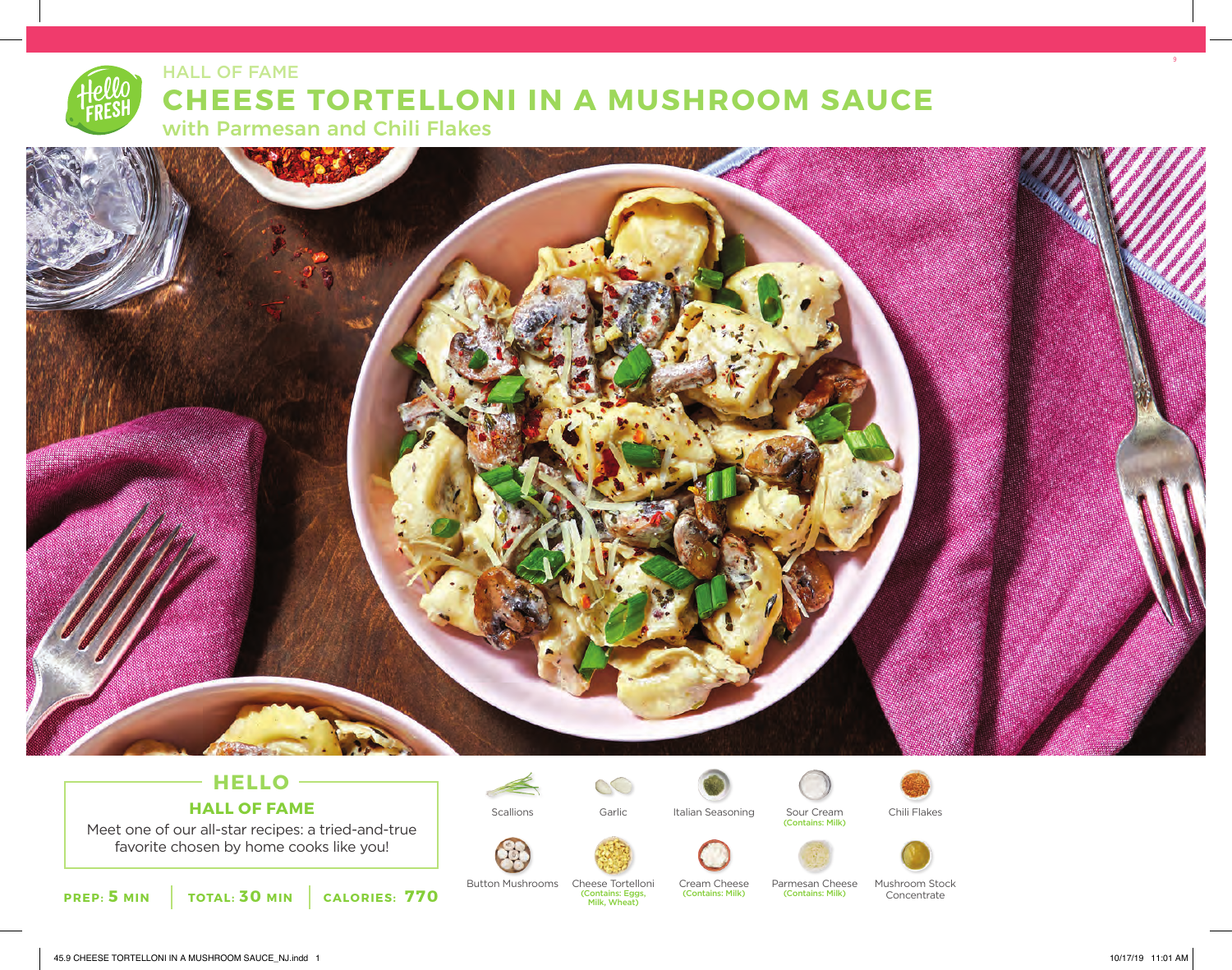HALL OF FAME

# CHEESE TORTELLONI IN A MUSHROOM SAUCE

## with Parmesan and Chili Flakes

### HELLO

**HALL OF FAME**

Meet one of our all-star recipes: a tried-and-true favorite chosen by home cooks like you!

**PREP: 5 MIN** | **TOTAL: 30 MIN** | **CALORIES: 770**

- Scallions
- Garlic
- Italian Seasoning
- Sour Cream (Contains: Milk)
- Chili Flakes
- Button Mushrooms
- Cheese Tortelloni (Contains: Eggs, Milk, Wheat)
- Cream Cheese (Contains: Milk)
- Parmesan Cheese (Contains: Milk)
- Mushroom Stock Concentrate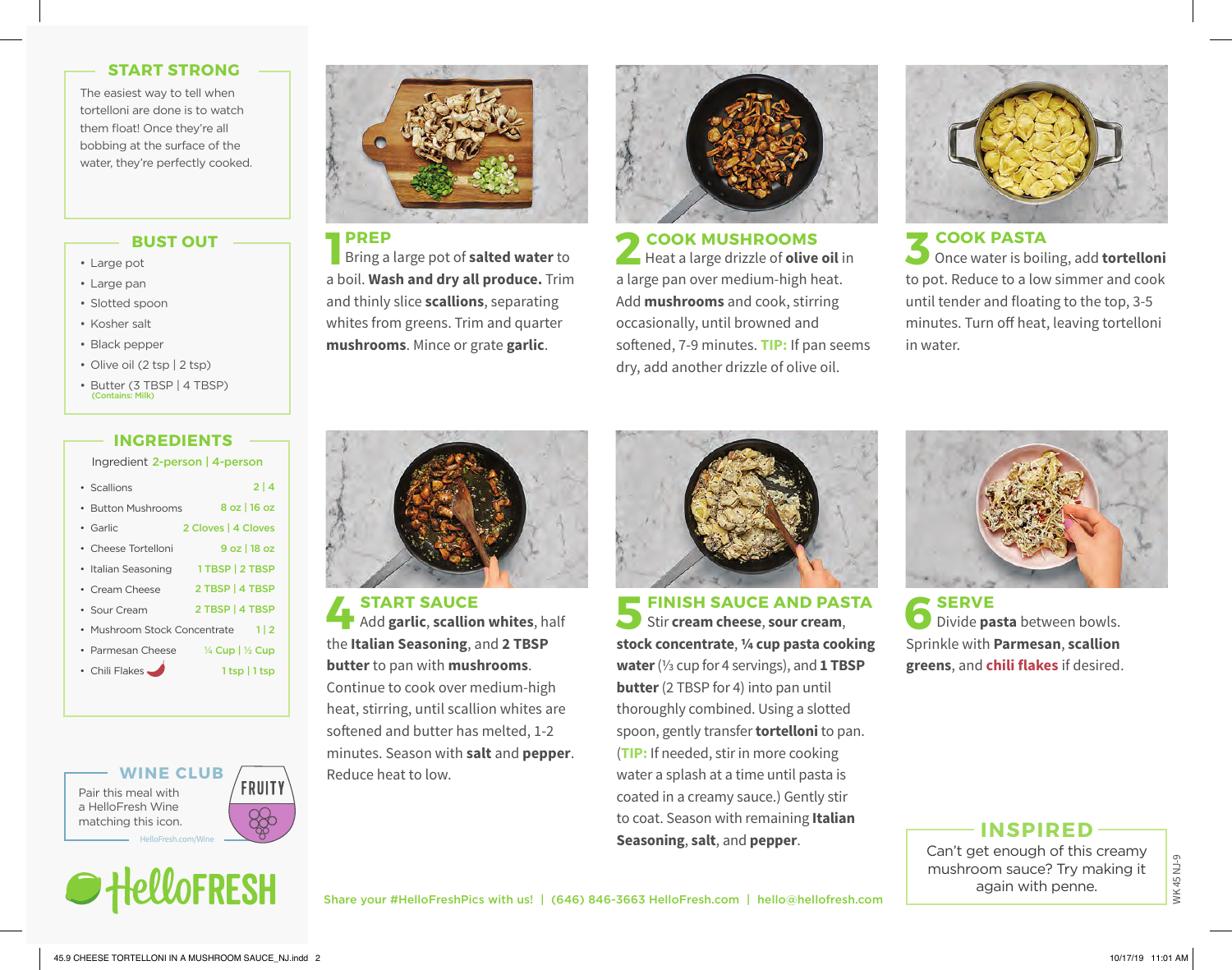## START STRONG

The easiest way to tell when tortelloni are done is to watch them float! Once they're all bobbing at the surface of the water, they're perfectly cooked.

## BUST OUT

- Large pot
- Large pan
- Slotted spoon
- Kosher salt
- Black pepper
- Olive oil (2 tsp | 2 tsp)
- Butter (3 TBSP | 4 TBSP) (Contains: Milk)

## INGREDIENTS

| Ingredient | 2-person \| 4-person |
|---|---|
| Scallions | 2 \| 4 |
| Button Mushrooms | 8 oz \| 16 oz |
| Garlic | 2 Cloves \| 4 Cloves |
| Cheese Tortelloni | 9 oz \| 18 oz |
| Italian Seasoning | 1 TBSP \| 2 TBSP |
| Cream Cheese | 2 TBSP \| 4 TBSP |
| Sour Cream | 2 TBSP \| 4 TBSP |
| Mushroom Stock Concentrate | 1 \| 2 |
| Parmesan Cheese | ¼ Cup \| ½ Cup |
| Chili Flakes | 1 tsp \| 1 tsp |

## WINE CLUB

Pair this meal with a HelloFresh Wine matching this icon.

FRUITY

HelloFresh.com/Wine

HelloFRESH

## 1 PREP

Bring a large pot of **salted water** to a boil. **Wash and dry all produce.** Trim and thinly slice **scallions**, separating whites from greens. Trim and quarter **mushrooms**. Mince or grate **garlic**.

## 2 COOK MUSHROOMS

Heat a large drizzle of **olive oil** in a large pan over medium-high heat. Add **mushrooms** and cook, stirring occasionally, until browned and softened, 7-9 minutes. **TIP:** If pan seems dry, add another drizzle of olive oil.

## 3 COOK PASTA

Once water is boiling, add **tortelloni** to pot. Reduce to a low simmer and cook until tender and floating to the top, 3-5 minutes. Turn off heat, leaving tortelloni in water.

## 4 START SAUCE

Add **garlic**, **scallion whites**, half the **Italian Seasoning**, and **2 TBSP butter** to pan with **mushrooms**. Continue to cook over medium-high heat, stirring, until scallion whites are softened and butter has melted, 1-2 minutes. Season with **salt** and **pepper**. Reduce heat to low.

## 5 FINISH SAUCE AND PASTA

Stir **cream cheese**, **sour cream**, **stock concentrate**, **¼ cup pasta cooking water** (⅓ cup for 4 servings), and **1 TBSP butter** (2 TBSP for 4) into pan until thoroughly combined. Using a slotted spoon, gently transfer **tortelloni** to pan. (**TIP:** If needed, stir in more cooking water a splash at a time until pasta is coated in a creamy sauce.) Gently stir to coat. Season with remaining **Italian Seasoning**, **salt**, and **pepper**.

## 6 SERVE

Divide **pasta** between bowls. Sprinkle with **Parmesan**, **scallion greens**, and **chili flakes** if desired.

## INSPIRED

Can't get enough of this creamy mushroom sauce? Try making it again with penne.

WK 45 NJ-9

Share your #HelloFreshPics with us! | (646) 846-3663 HelloFresh.com | hello@hellofresh.com